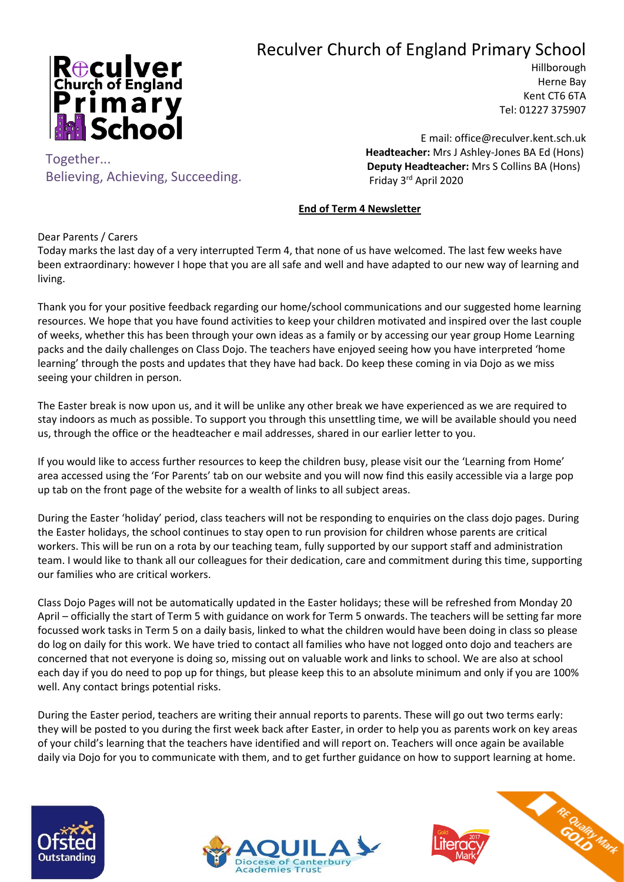# Reculver Church of England Primary School

Hillborough
Herne Bay
Kent CT6 6TA
Tel: 01227 375907

Together...
Believing, Achieving, Succeeding.

E mail: office@reculver.kent.sch.uk
**Headteacher:** Mrs J Ashley-Jones BA Ed (Hons)
**Deputy Headteacher:** Mrs S Collins BA (Hons)
Friday 3rd April 2020

## End of Term 4 Newsletter

Dear Parents / Carers

Today marks the last day of a very interrupted Term 4, that none of us have welcomed. The last few weeks have been extraordinary: however I hope that you are all safe and well and have adapted to our new way of learning and living.

Thank you for your positive feedback regarding our home/school communications and our suggested home learning resources. We hope that you have found activities to keep your children motivated and inspired over the last couple of weeks, whether this has been through your own ideas as a family or by accessing our year group Home Learning packs and the daily challenges on Class Dojo. The teachers have enjoyed seeing how you have interpreted 'home learning' through the posts and updates that they have had back. Do keep these coming in via Dojo as we miss seeing your children in person.

The Easter break is now upon us, and it will be unlike any other break we have experienced as we are required to stay indoors as much as possible. To support you through this unsettling time, we will be available should you need us, through the office or the headteacher e mail addresses, shared in our earlier letter to you.

If you would like to access further resources to keep the children busy, please visit our the 'Learning from Home' area accessed using the 'For Parents' tab on our website and you will now find this easily accessible via a large pop up tab on the front page of the website for a wealth of links to all subject areas.

During the Easter 'holiday' period, class teachers will not be responding to enquiries on the class dojo pages. During the Easter holidays, the school continues to stay open to run provision for children whose parents are critical workers. This will be run on a rota by our teaching team, fully supported by our support staff and administration team. I would like to thank all our colleagues for their dedication, care and commitment during this time, supporting our families who are critical workers.

Class Dojo Pages will not be automatically updated in the Easter holidays; these will be refreshed from Monday 20 April – officially the start of Term 5 with guidance on work for Term 5 onwards. The teachers will be setting far more focussed work tasks in Term 5 on a daily basis, linked to what the children would have been doing in class so please do log on daily for this work. We have tried to contact all families who have not logged onto dojo and teachers are concerned that not everyone is doing so, missing out on valuable work and links to school. We are also at school each day if you do need to pop up for things, but please keep this to an absolute minimum and only if you are 100% well. Any contact brings potential risks.

During the Easter period, teachers are writing their annual reports to parents. These will go out two terms early: they will be posted to you during the first week back after Easter, in order to help you as parents work on key areas of your child's learning that the teachers have identified and will report on. Teachers will once again be available daily via Dojo for you to communicate with them, and to get further guidance on how to support learning at home.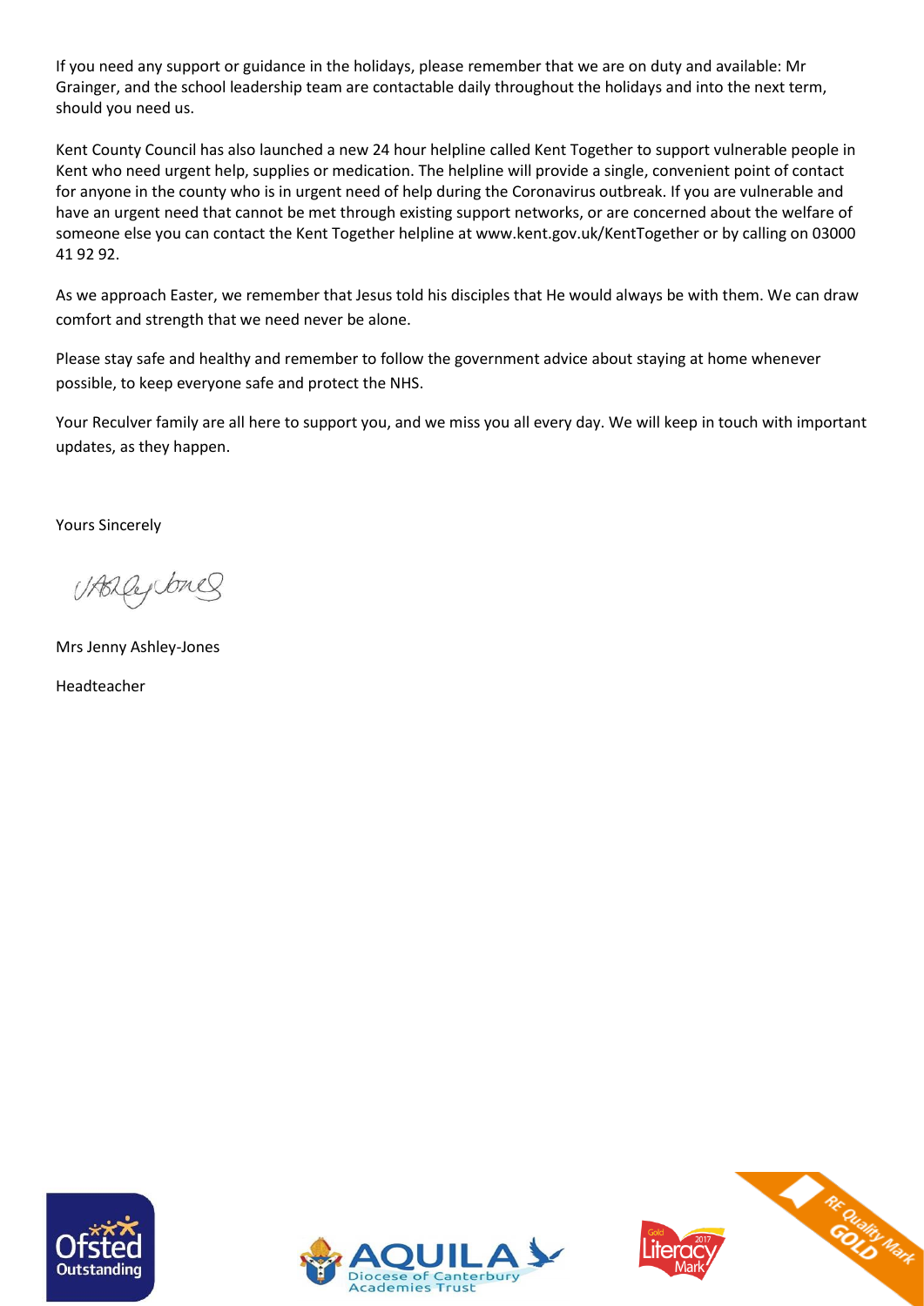If you need any support or guidance in the holidays, please remember that we are on duty and available: Mr Grainger, and the school leadership team are contactable daily throughout the holidays and into the next term, should you need us.

Kent County Council has also launched a new 24 hour helpline called Kent Together to support vulnerable people in Kent who need urgent help, supplies or medication. The helpline will provide a single, convenient point of contact for anyone in the county who is in urgent need of help during the Coronavirus outbreak. If you are vulnerable and have an urgent need that cannot be met through existing support networks, or are concerned about the welfare of someone else you can contact the Kent Together helpline at www.kent.gov.uk/KentTogether or by calling on 03000 41 92 92.

As we approach Easter, we remember that Jesus told his disciples that He would always be with them. We can draw comfort and strength that we need never be alone.

Please stay safe and healthy and remember to follow the government advice about staying at home whenever possible, to keep everyone safe and protect the NHS.

Your Reculver family are all here to support you, and we miss you all every day. We will keep in touch with important updates, as they happen.

Yours Sincerely

Mrs Jenny Ashley-Jones

Headteacher